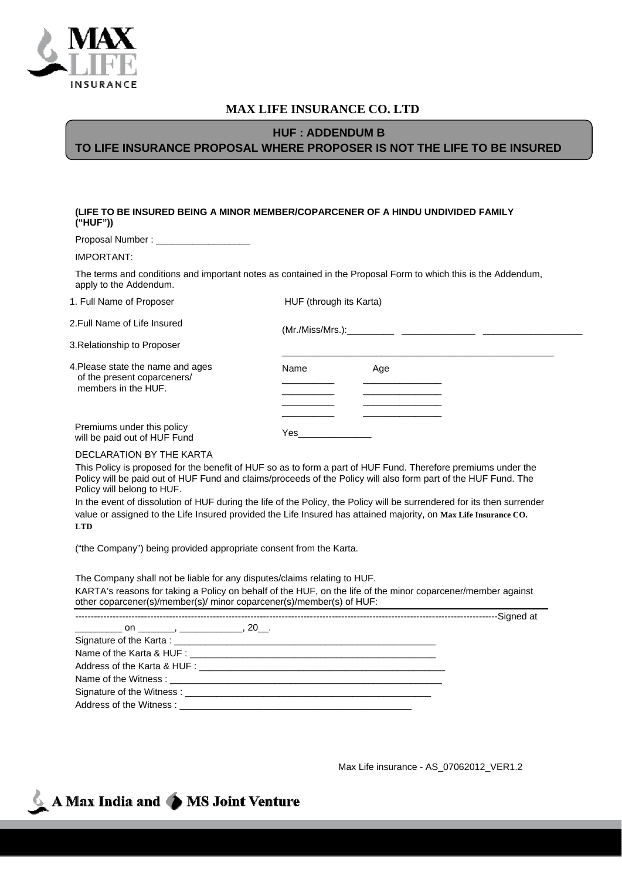# MAX LIFE INSURANCE CO. LTD

## HUF : ADDENDUM B
## TO LIFE INSURANCE PROPOSAL WHERE PROPOSER IS NOT THE LIFE TO BE INSURED

**(LIFE TO BE INSURED BEING A MINOR MEMBER/COPARCENER OF A HINDU UNDIVIDED FAMILY ("HUF"))**

Proposal Number : __________________

IMPORTANT:

The terms and conditions and important notes as contained in the Proposal Form to which this is the Addendum, apply to the Addendum.

| | |
|---|---|
| 1. Full Name of Proposer | HUF (through its Karta) |
| 2.Full Name of Life Insured | (Mr./Miss/Mrs.):_________ ______________ ___________________ |
| 3.Relationship to Proposer | _____________________________________________________ |
| 4.Please state the name and ages of the present coparceners/ members in the HUF. | Name Age<br>__________ _______________<br>__________ _______________<br>__________ _______________<br>__________ _______________ |
| Premiums under this policy will be paid out of HUF Fund | Yes______________ |

DECLARATION BY THE KARTA

This Policy is proposed for the benefit of HUF so as to form a part of HUF Fund. Therefore premiums under the Policy will be paid out of HUF Fund and claims/proceeds of the Policy will also form part of the HUF Fund. The Policy will belong to HUF.

In the event of dissolution of HUF during the life of the Policy, the Policy will be surrendered for its then surrender value or assigned to the Life Insured provided the Life Insured has attained majority, on **Max Life Insurance CO. LTD**

("the Company") being provided appropriate consent from the Karta.

The Company shall not be liable for any disputes/claims relating to HUF.

KARTA's reasons for taking a Policy on behalf of the HUF, on the life of the minor coparcener/member against other coparcener(s)/member(s)/ minor coparcener(s)/member(s) of HUF:

-----------------------------------------------------------------------------------------------------------------------------------Signed at _________ on _______, ____________, 20__.

Signature of the Karta : ___________________________________________________

Name of the Karta & HUF : _________________________________________________

Address of the Karta & HUF : ________________________________________________

Name of the Witness : ______________________________________________________

Signature of the Witness : ________________________________________________

Address of the Witness : _____________________________________________

Max Life insurance - AS_07062012_VER1.2

A Max India and MS Joint Venture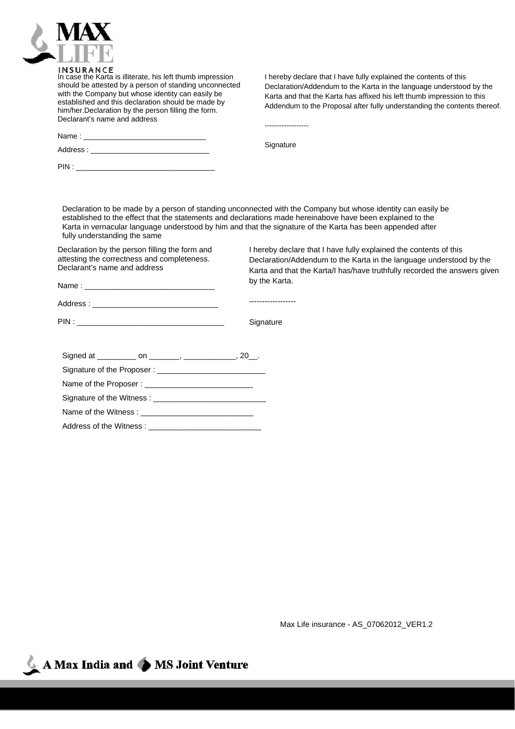In case the Karta is illiterate, his left thumb impression should be attested by a person of standing unconnected with the Company but whose identity can easily be established and this declaration should be made by him/her.Declaration by the person filling the form. Declarant's name and address

Name : ______________________________

Address : _____________________________

PIN : __________________________________

I hereby declare that I have fully explained the contents of this Declaration/Addendum to the Karta in the language understood by the Karta and that the Karta has affixed his left thumb impression to this Addendum to the Proposal after fully understanding the contents thereof.

------------------

Signature

Declaration to be made by a person of standing unconnected with the Company but whose identity can easily be established to the effect that the statements and declarations made hereinabove have been explained to the Karta in vernacular language understood by him and that the signature of the Karta has been appended after fully understanding the same

Declaration by the person filling the form and attesting the correctness and completeness. Declarant's name and address

Name : ______________________________

Address : _____________________________

PIN : __________________________________

I hereby declare that I have fully explained the contents of this Declaration/Addendum to the Karta in the language understood by the Karta and that the Karta/I has/have truthfully recorded the answers given by the Karta.

------------------

Signature

Signed at _________ on _______, ____________, 20__.

Signature of the Proposer : _________________________

Name of the Proposer : _________________________

Signature of the Witness : __________________________

Name of the Witness : __________________________

Address of the Witness : __________________________

Max Life insurance - AS_07062012_VER1.2

A Max India and MS Joint Venture